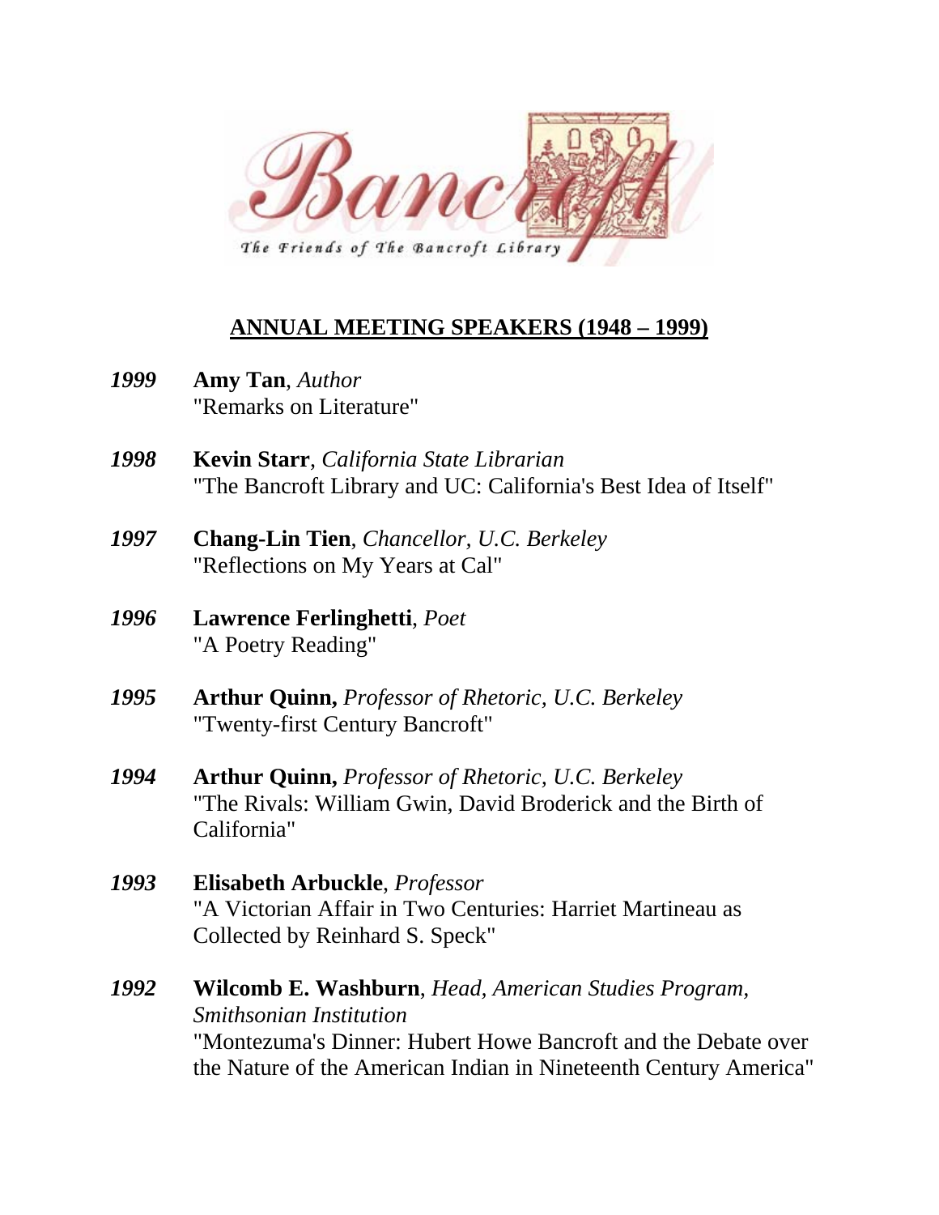The Friends of The Bancroft Library

## ANNUAL MEETING SPEAKERS (1948 – 1999)

***1999*** **Amy Tan**, *Author*
"Remarks on Literature"

***1998*** **Kevin Starr**, *California State Librarian*
"The Bancroft Library and UC: California's Best Idea of Itself"

***1997*** **Chang-Lin Tien**, *Chancellor, U.C. Berkeley*
"Reflections on My Years at Cal"

***1996*** **Lawrence Ferlinghetti**, *Poet*
"A Poetry Reading"

***1995*** **Arthur Quinn,** *Professor of Rhetoric, U.C. Berkeley*
"Twenty-first Century Bancroft"

***1994*** **Arthur Quinn,** *Professor of Rhetoric, U.C. Berkeley*
"The Rivals: William Gwin, David Broderick and the Birth of California"

***1993*** **Elisabeth Arbuckle**, *Professor*
"A Victorian Affair in Two Centuries: Harriet Martineau as Collected by Reinhard S. Speck"

***1992*** **Wilcomb E. Washburn**, *Head, American Studies Program, Smithsonian Institution*
"Montezuma's Dinner: Hubert Howe Bancroft and the Debate over the Nature of the American Indian in Nineteenth Century America"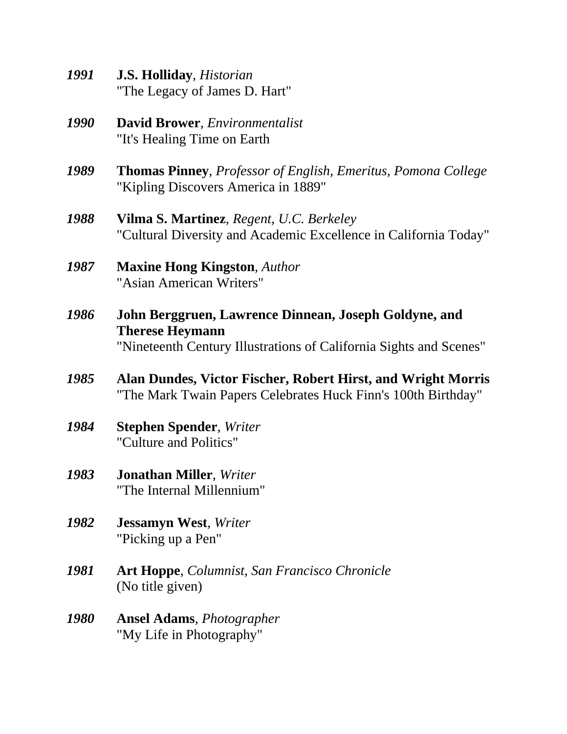***1991*** **J.S. Holliday**, *Historian*
"The Legacy of James D. Hart"

***1990*** **David Brower**, *Environmentalist*
"It's Healing Time on Earth

***1989*** **Thomas Pinney**, *Professor of English, Emeritus, Pomona College*
"Kipling Discovers America in 1889"

***1988*** **Vilma S. Martinez**, *Regent, U.C. Berkeley*
"Cultural Diversity and Academic Excellence in California Today"

***1987*** **Maxine Hong Kingston**, *Author*
"Asian American Writers"

***1986*** **John Berggruen, Lawrence Dinnean, Joseph Goldyne, and Therese Heymann**
"Nineteenth Century Illustrations of California Sights and Scenes"

***1985*** **Alan Dundes, Victor Fischer, Robert Hirst, and Wright Morris**
"The Mark Twain Papers Celebrates Huck Finn's 100th Birthday"

***1984*** **Stephen Spender**, *Writer*
"Culture and Politics"

***1983*** **Jonathan Miller**, *Writer*
"The Internal Millennium"

***1982*** **Jessamyn West**, *Writer*
"Picking up a Pen"

***1981*** **Art Hoppe**, *Columnist, San Francisco Chronicle*
(No title given)

***1980*** **Ansel Adams**, *Photographer*
"My Life in Photography"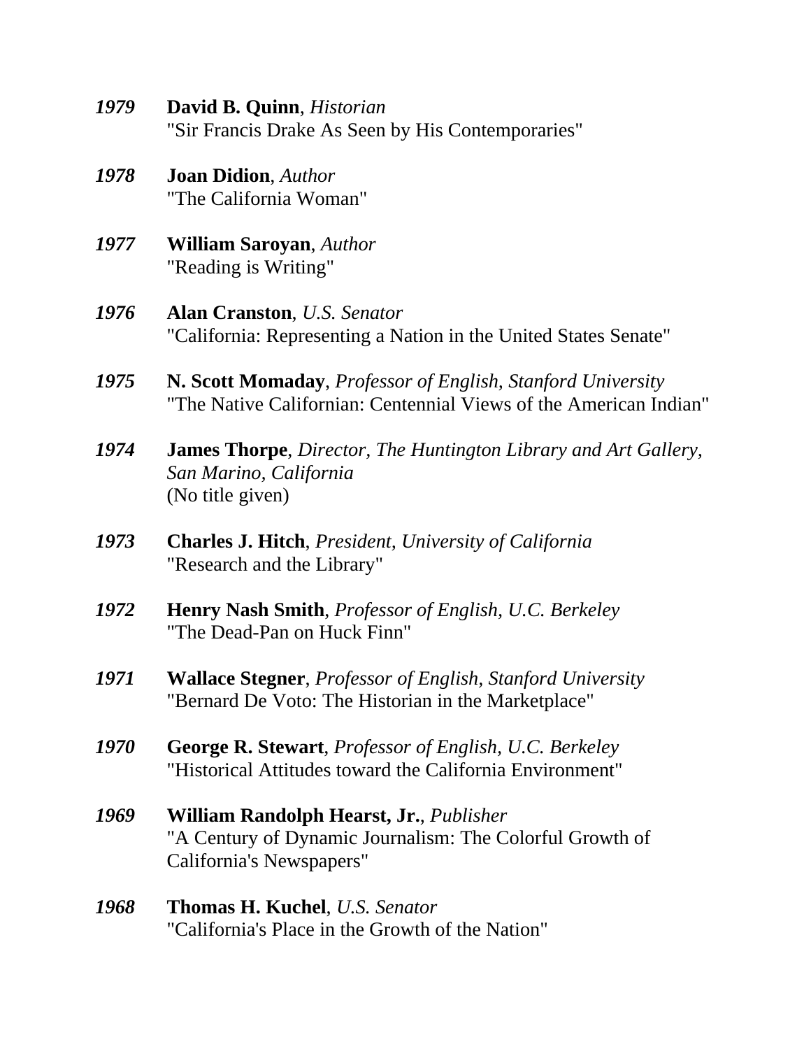***1979*** **David B. Quinn**, *Historian*
"Sir Francis Drake As Seen by His Contemporaries"

***1978*** **Joan Didion**, *Author*
"The California Woman"

***1977*** **William Saroyan**, *Author*
"Reading is Writing"

***1976*** **Alan Cranston**, *U.S. Senator*
"California: Representing a Nation in the United States Senate"

***1975*** **N. Scott Momaday**, *Professor of English, Stanford University*
"The Native Californian: Centennial Views of the American Indian"

***1974*** **James Thorpe**, *Director, The Huntington Library and Art Gallery, San Marino, California*
(No title given)

***1973*** **Charles J. Hitch**, *President, University of California*
"Research and the Library"

***1972*** **Henry Nash Smith**, *Professor of English, U.C. Berkeley*
"The Dead-Pan on Huck Finn"

***1971*** **Wallace Stegner**, *Professor of English, Stanford University*
"Bernard De Voto: The Historian in the Marketplace"

***1970*** **George R. Stewart**, *Professor of English, U.C. Berkeley*
"Historical Attitudes toward the California Environment"

***1969*** **William Randolph Hearst, Jr.**, *Publisher*
"A Century of Dynamic Journalism: The Colorful Growth of California's Newspapers"

***1968*** **Thomas H. Kuchel**, *U.S. Senator*
"California's Place in the Growth of the Nation"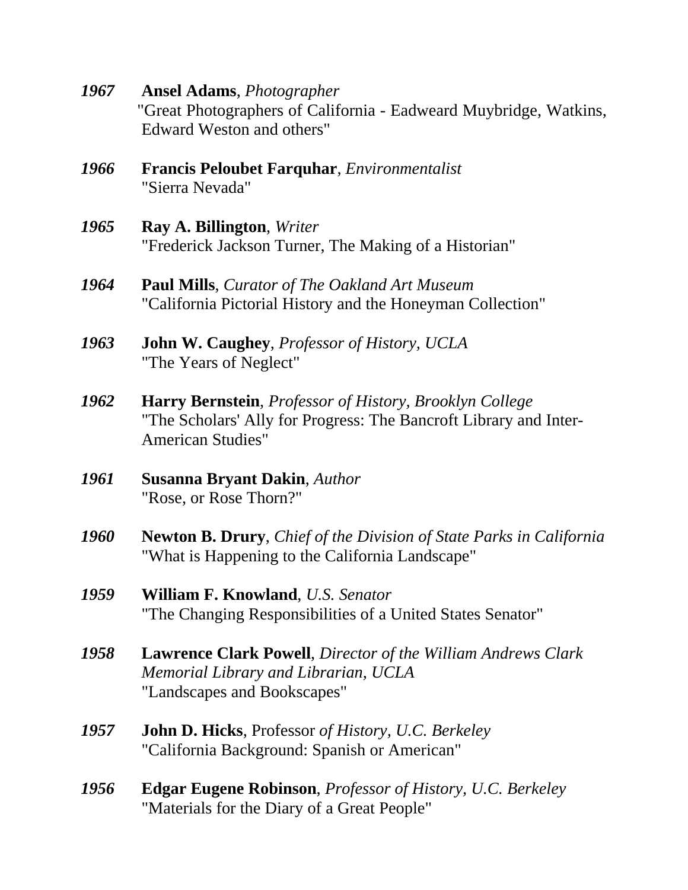***1967*** **Ansel Adams**, *Photographer*
"Great Photographers of California - Eadweard Muybridge, Watkins, Edward Weston and others"

***1966*** **Francis Peloubet Farquhar**, *Environmentalist*
"Sierra Nevada"

***1965*** **Ray A. Billington**, *Writer*
"Frederick Jackson Turner, The Making of a Historian"

***1964*** **Paul Mills**, *Curator of The Oakland Art Museum*
"California Pictorial History and the Honeyman Collection"

***1963*** **John W. Caughey**, *Professor of History, UCLA*
"The Years of Neglect"

***1962*** **Harry Bernstein**, *Professor of History, Brooklyn College*
"The Scholars' Ally for Progress: The Bancroft Library and Inter-American Studies"

***1961*** **Susanna Bryant Dakin**, *Author*
"Rose, or Rose Thorn?"

***1960*** **Newton B. Drury**, *Chief of the Division of State Parks in California*
"What is Happening to the California Landscape"

***1959*** **William F. Knowland**, *U.S. Senator*
"The Changing Responsibilities of a United States Senator"

***1958*** **Lawrence Clark Powell**, *Director of the William Andrews Clark Memorial Library and Librarian, UCLA*
"Landscapes and Bookscapes"

***1957*** **John D. Hicks**, Professor *of History, U.C. Berkeley*
"California Background: Spanish or American"

***1956*** **Edgar Eugene Robinson**, *Professor of History, U.C. Berkeley*
"Materials for the Diary of a Great People"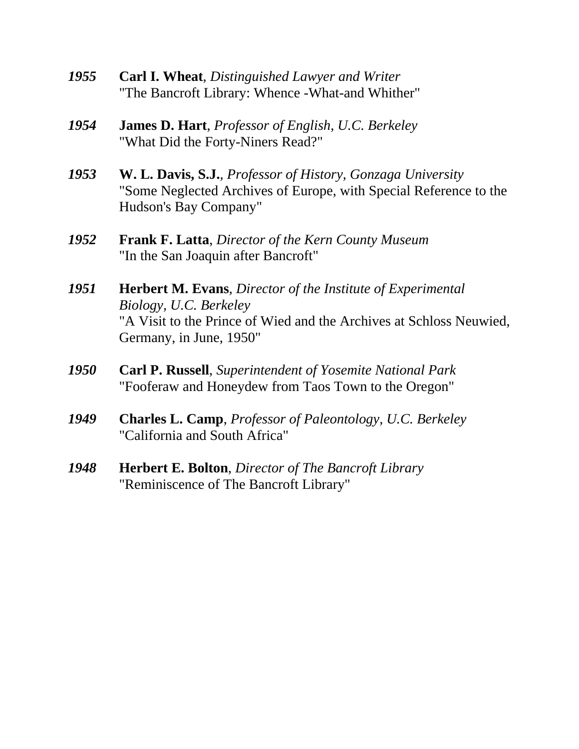***1955*** **Carl I. Wheat**, *Distinguished Lawyer and Writer*
"The Bancroft Library: Whence -What-and Whither"

***1954*** **James D. Hart**, *Professor of English, U.C. Berkeley*
"What Did the Forty-Niners Read?"

***1953*** **W. L. Davis, S.J.**, *Professor of History, Gonzaga University*
"Some Neglected Archives of Europe, with Special Reference to the Hudson's Bay Company"

***1952*** **Frank F. Latta**, *Director of the Kern County Museum*
"In the San Joaquin after Bancroft"

***1951*** **Herbert M. Evans**, *Director of the Institute of Experimental Biology, U.C. Berkeley*
"A Visit to the Prince of Wied and the Archives at Schloss Neuwied, Germany, in June, 1950"

***1950*** **Carl P. Russell**, *Superintendent of Yosemite National Park*
"Fooferaw and Honeydew from Taos Town to the Oregon"

***1949*** **Charles L. Camp**, *Professor of Paleontology, U.C. Berkeley*
"California and South Africa"

***1948*** **Herbert E. Bolton**, *Director of The Bancroft Library*
"Reminiscence of The Bancroft Library"